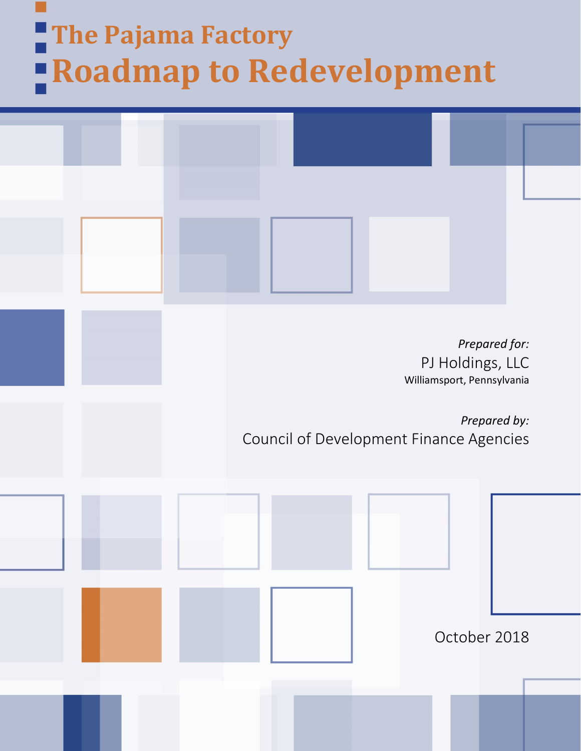# The Pajama Factory

# Roadmap to Redevelopment

*Prepared for:*

PJ Holdings, LLC

Williamsport, Pennsylvania

*Prepared by:*

Council of Development Finance Agencies

October 2018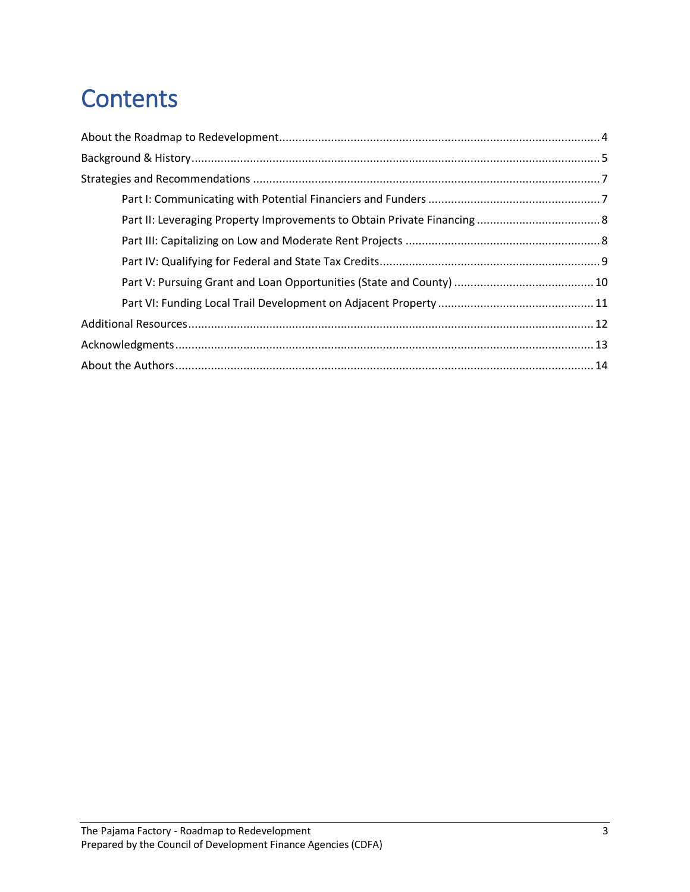# Contents

About the Roadmap to Redevelopment .......... 4

Background & History .......... 5

Strategies and Recommendations .......... 7

- Part I: Communicating with Potential Financiers and Funders .......... 7
- Part II: Leveraging Property Improvements to Obtain Private Financing .......... 8
- Part III: Capitalizing on Low and Moderate Rent Projects .......... 8
- Part IV: Qualifying for Federal and State Tax Credits .......... 9
- Part V: Pursuing Grant and Loan Opportunities (State and County) .......... 10
- Part VI: Funding Local Trail Development on Adjacent Property .......... 11

Additional Resources .......... 12

Acknowledgments .......... 13

About the Authors .......... 14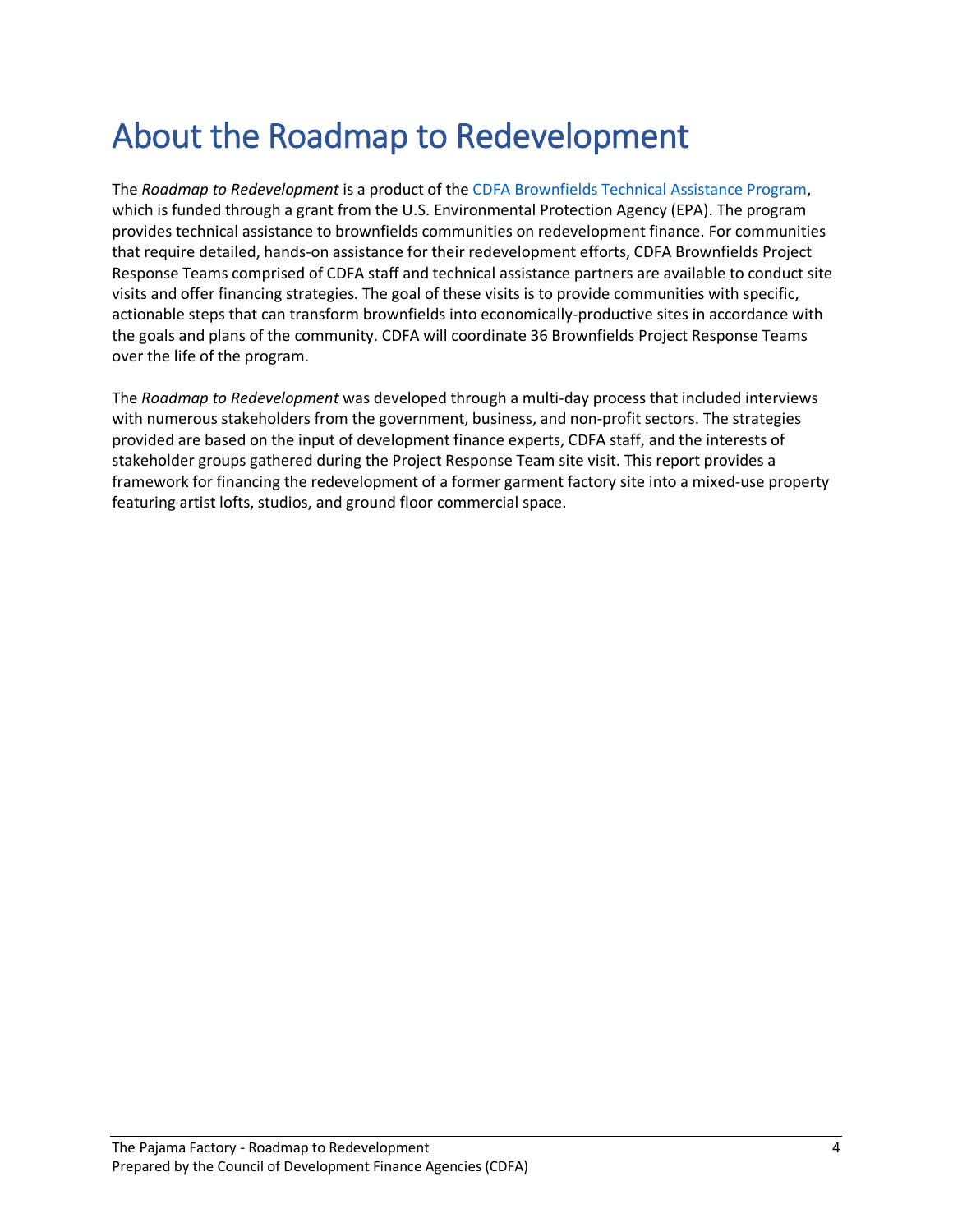# About the Roadmap to Redevelopment

The *Roadmap to Redevelopment* is a product of the CDFA Brownfields Technical Assistance Program, which is funded through a grant from the U.S. Environmental Protection Agency (EPA). The program provides technical assistance to brownfields communities on redevelopment finance. For communities that require detailed, hands-on assistance for their redevelopment efforts, CDFA Brownfields Project Response Teams comprised of CDFA staff and technical assistance partners are available to conduct site visits and offer financing strategies. The goal of these visits is to provide communities with specific, actionable steps that can transform brownfields into economically-productive sites in accordance with the goals and plans of the community. CDFA will coordinate 36 Brownfields Project Response Teams over the life of the program.

The *Roadmap to Redevelopment* was developed through a multi-day process that included interviews with numerous stakeholders from the government, business, and non-profit sectors. The strategies provided are based on the input of development finance experts, CDFA staff, and the interests of stakeholder groups gathered during the Project Response Team site visit. This report provides a framework for financing the redevelopment of a former garment factory site into a mixed-use property featuring artist lofts, studios, and ground floor commercial space.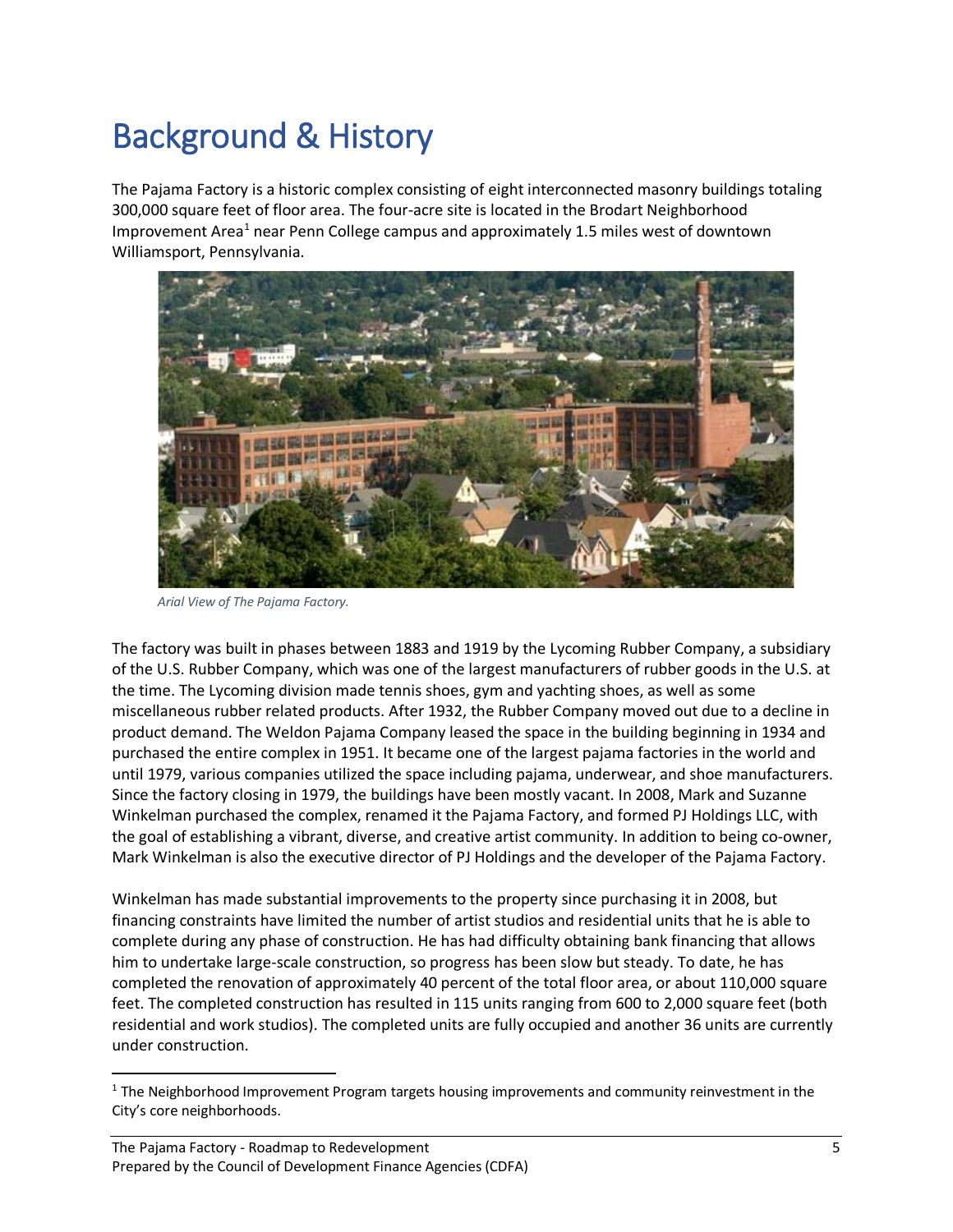# Background & History

The Pajama Factory is a historic complex consisting of eight interconnected masonry buildings totaling 300,000 square feet of floor area. The four-acre site is located in the Brodart Neighborhood Improvement Area[1] near Penn College campus and approximately 1.5 miles west of downtown Williamsport, Pennsylvania.

*Arial View of The Pajama Factory.*

The factory was built in phases between 1883 and 1919 by the Lycoming Rubber Company, a subsidiary of the U.S. Rubber Company, which was one of the largest manufacturers of rubber goods in the U.S. at the time. The Lycoming division made tennis shoes, gym and yachting shoes, as well as some miscellaneous rubber related products. After 1932, the Rubber Company moved out due to a decline in product demand. The Weldon Pajama Company leased the space in the building beginning in 1934 and purchased the entire complex in 1951. It became one of the largest pajama factories in the world and until 1979, various companies utilized the space including pajama, underwear, and shoe manufacturers. Since the factory closing in 1979, the buildings have been mostly vacant. In 2008, Mark and Suzanne Winkelman purchased the complex, renamed it the Pajama Factory, and formed PJ Holdings LLC, with the goal of establishing a vibrant, diverse, and creative artist community. In addition to being co-owner, Mark Winkelman is also the executive director of PJ Holdings and the developer of the Pajama Factory.

Winkelman has made substantial improvements to the property since purchasing it in 2008, but financing constraints have limited the number of artist studios and residential units that he is able to complete during any phase of construction. He has had difficulty obtaining bank financing that allows him to undertake large-scale construction, so progress has been slow but steady. To date, he has completed the renovation of approximately 40 percent of the total floor area, or about 110,000 square feet. The completed construction has resulted in 115 units ranging from 600 to 2,000 square feet (both residential and work studios). The completed units are fully occupied and another 36 units are currently under construction.

[1] The Neighborhood Improvement Program targets housing improvements and community reinvestment in the City's core neighborhoods.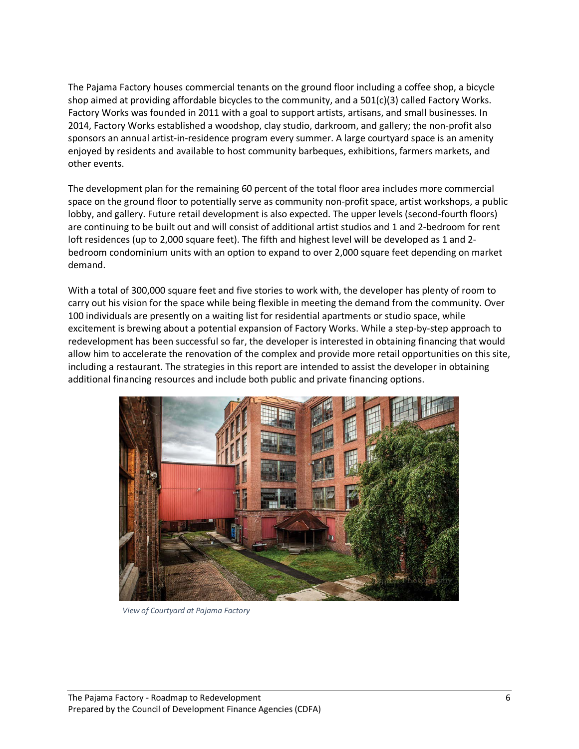The Pajama Factory houses commercial tenants on the ground floor including a coffee shop, a bicycle shop aimed at providing affordable bicycles to the community, and a 501(c)(3) called Factory Works. Factory Works was founded in 2011 with a goal to support artists, artisans, and small businesses. In 2014, Factory Works established a woodshop, clay studio, darkroom, and gallery; the non-profit also sponsors an annual artist-in-residence program every summer. A large courtyard space is an amenity enjoyed by residents and available to host community barbeques, exhibitions, farmers markets, and other events.

The development plan for the remaining 60 percent of the total floor area includes more commercial space on the ground floor to potentially serve as community non-profit space, artist workshops, a public lobby, and gallery. Future retail development is also expected. The upper levels (second-fourth floors) are continuing to be built out and will consist of additional artist studios and 1 and 2-bedroom for rent loft residences (up to 2,000 square feet). The fifth and highest level will be developed as 1 and 2-bedroom condominium units with an option to expand to over 2,000 square feet depending on market demand.

With a total of 300,000 square feet and five stories to work with, the developer has plenty of room to carry out his vision for the space while being flexible in meeting the demand from the community. Over 100 individuals are presently on a waiting list for residential apartments or studio space, while excitement is brewing about a potential expansion of Factory Works. While a step-by-step approach to redevelopment has been successful so far, the developer is interested in obtaining financing that would allow him to accelerate the renovation of the complex and provide more retail opportunities on this site, including a restaurant. The strategies in this report are intended to assist the developer in obtaining additional financing resources and include both public and private financing options.

*View of Courtyard at Pajama Factory*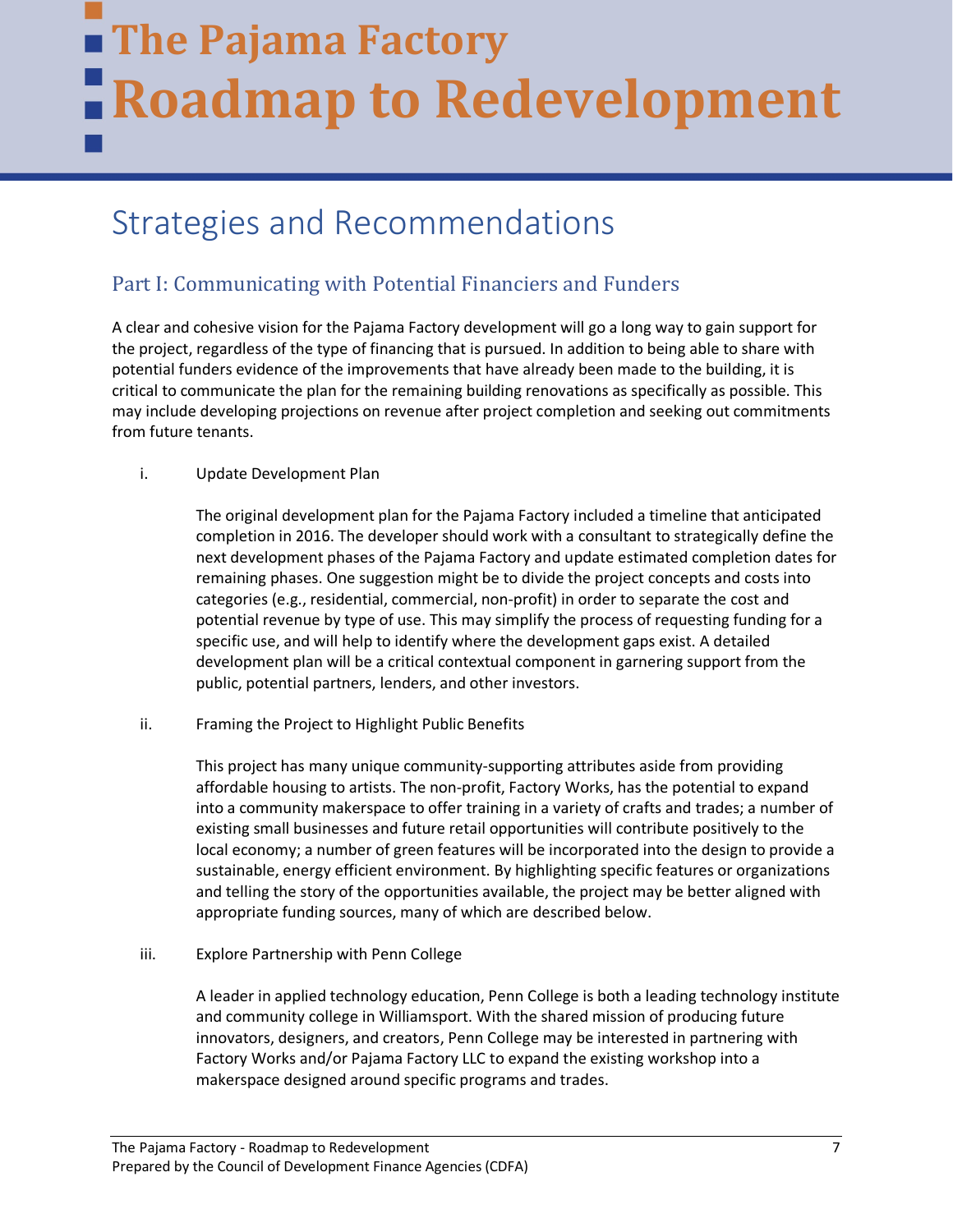## Strategies and Recommendations

### Part I: Communicating with Potential Financiers and Funders

A clear and cohesive vision for the Pajama Factory development will go a long way to gain support for the project, regardless of the type of financing that is pursued. In addition to being able to share with potential funders evidence of the improvements that have already been made to the building, it is critical to communicate the plan for the remaining building renovations as specifically as possible. This may include developing projections on revenue after project completion and seeking out commitments from future tenants.

i. Update Development Plan

The original development plan for the Pajama Factory included a timeline that anticipated completion in 2016. The developer should work with a consultant to strategically define the next development phases of the Pajama Factory and update estimated completion dates for remaining phases. One suggestion might be to divide the project concepts and costs into categories (e.g., residential, commercial, non-profit) in order to separate the cost and potential revenue by type of use. This may simplify the process of requesting funding for a specific use, and will help to identify where the development gaps exist. A detailed development plan will be a critical contextual component in garnering support from the public, potential partners, lenders, and other investors.

ii. Framing the Project to Highlight Public Benefits

This project has many unique community-supporting attributes aside from providing affordable housing to artists. The non-profit, Factory Works, has the potential to expand into a community makerspace to offer training in a variety of crafts and trades; a number of existing small businesses and future retail opportunities will contribute positively to the local economy; a number of green features will be incorporated into the design to provide a sustainable, energy efficient environment. By highlighting specific features or organizations and telling the story of the opportunities available, the project may be better aligned with appropriate funding sources, many of which are described below.

iii. Explore Partnership with Penn College

A leader in applied technology education, Penn College is both a leading technology institute and community college in Williamsport. With the shared mission of producing future innovators, designers, and creators, Penn College may be interested in partnering with Factory Works and/or Pajama Factory LLC to expand the existing workshop into a makerspace designed around specific programs and trades.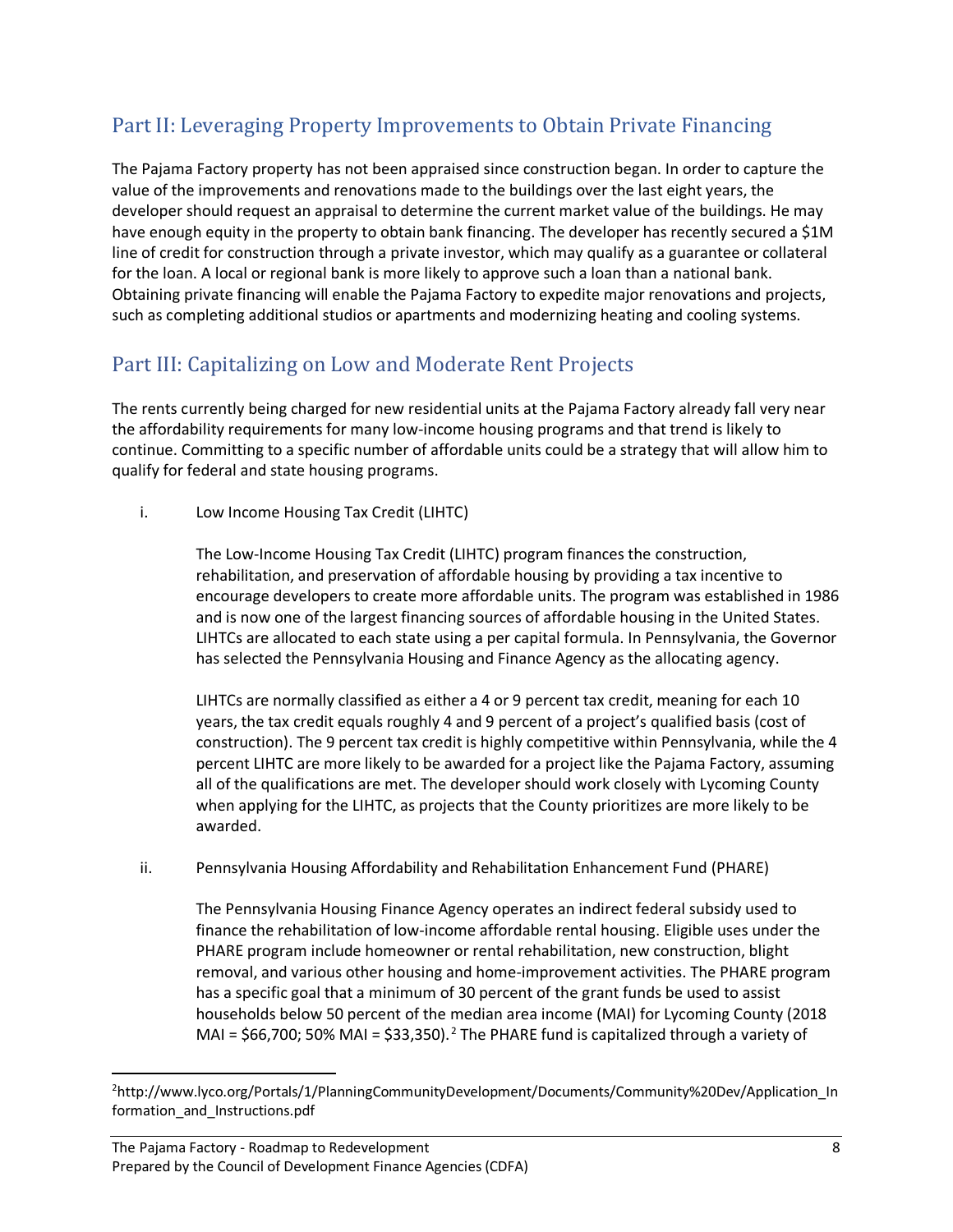## Part II: Leveraging Property Improvements to Obtain Private Financing

The Pajama Factory property has not been appraised since construction began. In order to capture the value of the improvements and renovations made to the buildings over the last eight years, the developer should request an appraisal to determine the current market value of the buildings. He may have enough equity in the property to obtain bank financing. The developer has recently secured a $1M line of credit for construction through a private investor, which may qualify as a guarantee or collateral for the loan. A local or regional bank is more likely to approve such a loan than a national bank. Obtaining private financing will enable the Pajama Factory to expedite major renovations and projects, such as completing additional studios or apartments and modernizing heating and cooling systems.

## Part III: Capitalizing on Low and Moderate Rent Projects

The rents currently being charged for new residential units at the Pajama Factory already fall very near the affordability requirements for many low-income housing programs and that trend is likely to continue. Committing to a specific number of affordable units could be a strategy that will allow him to qualify for federal and state housing programs.

i. Low Income Housing Tax Credit (LIHTC)

The Low-Income Housing Tax Credit (LIHTC) program finances the construction, rehabilitation, and preservation of affordable housing by providing a tax incentive to encourage developers to create more affordable units. The program was established in 1986 and is now one of the largest financing sources of affordable housing in the United States. LIHTCs are allocated to each state using a per capital formula. In Pennsylvania, the Governor has selected the Pennsylvania Housing and Finance Agency as the allocating agency.

LIHTCs are normally classified as either a 4 or 9 percent tax credit, meaning for each 10 years, the tax credit equals roughly 4 and 9 percent of a project's qualified basis (cost of construction). The 9 percent tax credit is highly competitive within Pennsylvania, while the 4 percent LIHTC are more likely to be awarded for a project like the Pajama Factory, assuming all of the qualifications are met. The developer should work closely with Lycoming County when applying for the LIHTC, as projects that the County prioritizes are more likely to be awarded.

ii. Pennsylvania Housing Affordability and Rehabilitation Enhancement Fund (PHARE)

The Pennsylvania Housing Finance Agency operates an indirect federal subsidy used to finance the rehabilitation of low-income affordable rental housing. Eligible uses under the PHARE program include homeowner or rental rehabilitation, new construction, blight removal, and various other housing and home-improvement activities. The PHARE program has a specific goal that a minimum of 30 percent of the grant funds be used to assist households below 50 percent of the median area income (MAI) for Lycoming County (2018 MAI = $66,700; 50% MAI = $33,350).[2] The PHARE fund is capitalized through a variety of

---

[2] http://www.lyco.org/Portals/1/PlanningCommunityDevelopment/Documents/Community%20Dev/Application_Information_and_Instructions.pdf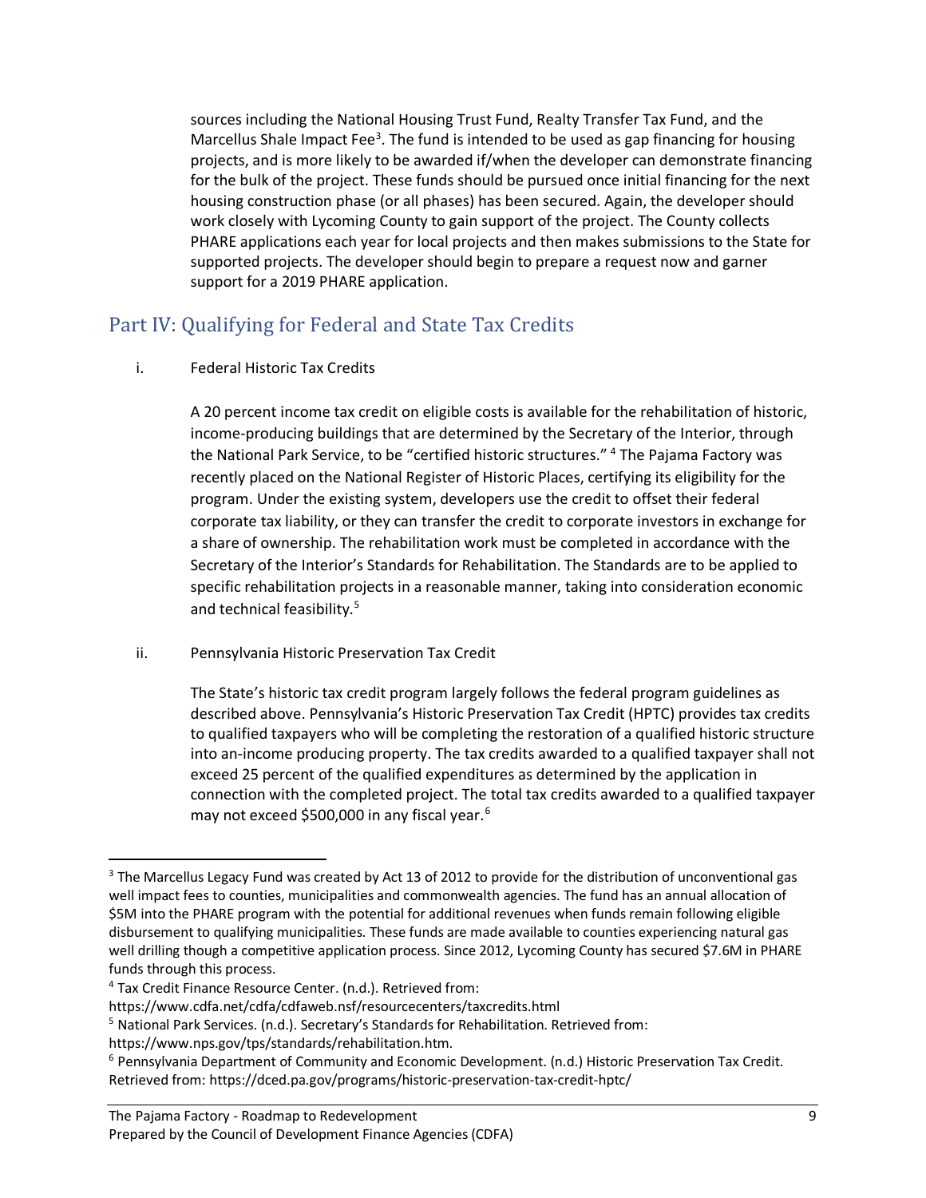sources including the National Housing Trust Fund, Realty Transfer Tax Fund, and the Marcellus Shale Impact Fee[3]. The fund is intended to be used as gap financing for housing projects, and is more likely to be awarded if/when the developer can demonstrate financing for the bulk of the project. These funds should be pursued once initial financing for the next housing construction phase (or all phases) has been secured. Again, the developer should work closely with Lycoming County to gain support of the project. The County collects PHARE applications each year for local projects and then makes submissions to the State for supported projects. The developer should begin to prepare a request now and garner support for a 2019 PHARE application.

## Part IV: Qualifying for Federal and State Tax Credits

i. Federal Historic Tax Credits

A 20 percent income tax credit on eligible costs is available for the rehabilitation of historic, income-producing buildings that are determined by the Secretary of the Interior, through the National Park Service, to be "certified historic structures." [4] The Pajama Factory was recently placed on the National Register of Historic Places, certifying its eligibility for the program. Under the existing system, developers use the credit to offset their federal corporate tax liability, or they can transfer the credit to corporate investors in exchange for a share of ownership. The rehabilitation work must be completed in accordance with the Secretary of the Interior's Standards for Rehabilitation. The Standards are to be applied to specific rehabilitation projects in a reasonable manner, taking into consideration economic and technical feasibility.[5]

ii. Pennsylvania Historic Preservation Tax Credit

The State's historic tax credit program largely follows the federal program guidelines as described above. Pennsylvania's Historic Preservation Tax Credit (HPTC) provides tax credits to qualified taxpayers who will be completing the restoration of a qualified historic structure into an-income producing property. The tax credits awarded to a qualified taxpayer shall not exceed 25 percent of the qualified expenditures as determined by the application in connection with the completed project. The total tax credits awarded to a qualified taxpayer may not exceed $500,000 in any fiscal year.[6]

---

[3] The Marcellus Legacy Fund was created by Act 13 of 2012 to provide for the distribution of unconventional gas well impact fees to counties, municipalities and commonwealth agencies. The fund has an annual allocation of $5M into the PHARE program with the potential for additional revenues when funds remain following eligible disbursement to qualifying municipalities. These funds are made available to counties experiencing natural gas well drilling though a competitive application process. Since 2012, Lycoming County has secured $7.6M in PHARE funds through this process.

[4] Tax Credit Finance Resource Center. (n.d.). Retrieved from: https://www.cdfa.net/cdfa/cdfaweb.nsf/resourcecenters/taxcredits.html

[5] National Park Services. (n.d.). Secretary's Standards for Rehabilitation. Retrieved from: https://www.nps.gov/tps/standards/rehabilitation.htm.

[6] Pennsylvania Department of Community and Economic Development. (n.d.) Historic Preservation Tax Credit. Retrieved from: https://dced.pa.gov/programs/historic-preservation-tax-credit-hptc/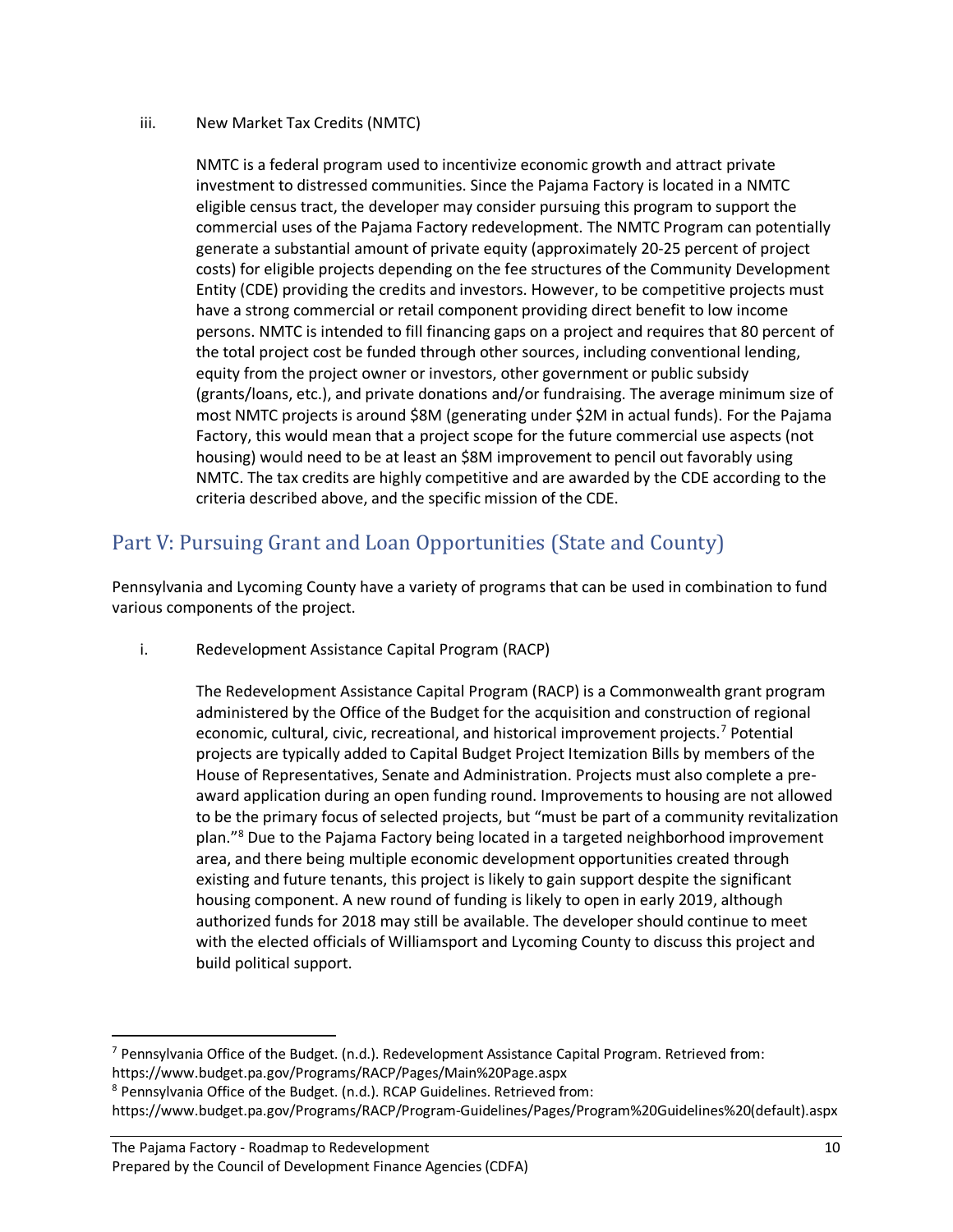iii. New Market Tax Credits (NMTC)

NMTC is a federal program used to incentivize economic growth and attract private investment to distressed communities. Since the Pajama Factory is located in a NMTC eligible census tract, the developer may consider pursuing this program to support the commercial uses of the Pajama Factory redevelopment. The NMTC Program can potentially generate a substantial amount of private equity (approximately 20-25 percent of project costs) for eligible projects depending on the fee structures of the Community Development Entity (CDE) providing the credits and investors. However, to be competitive projects must have a strong commercial or retail component providing direct benefit to low income persons. NMTC is intended to fill financing gaps on a project and requires that 80 percent of the total project cost be funded through other sources, including conventional lending, equity from the project owner or investors, other government or public subsidy (grants/loans, etc.), and private donations and/or fundraising. The average minimum size of most NMTC projects is around $8M (generating under $2M in actual funds). For the Pajama Factory, this would mean that a project scope for the future commercial use aspects (not housing) would need to be at least an $8M improvement to pencil out favorably using NMTC. The tax credits are highly competitive and are awarded by the CDE according to the criteria described above, and the specific mission of the CDE.

## Part V: Pursuing Grant and Loan Opportunities (State and County)

Pennsylvania and Lycoming County have a variety of programs that can be used in combination to fund various components of the project.

i. Redevelopment Assistance Capital Program (RACP)

The Redevelopment Assistance Capital Program (RACP) is a Commonwealth grant program administered by the Office of the Budget for the acquisition and construction of regional economic, cultural, civic, recreational, and historical improvement projects.[7] Potential projects are typically added to Capital Budget Project Itemization Bills by members of the House of Representatives, Senate and Administration. Projects must also complete a pre-award application during an open funding round. Improvements to housing are not allowed to be the primary focus of selected projects, but "must be part of a community revitalization plan."[8] Due to the Pajama Factory being located in a targeted neighborhood improvement area, and there being multiple economic development opportunities created through existing and future tenants, this project is likely to gain support despite the significant housing component. A new round of funding is likely to open in early 2019, although authorized funds for 2018 may still be available. The developer should continue to meet with the elected officials of Williamsport and Lycoming County to discuss this project and build political support.

---

[7] Pennsylvania Office of the Budget. (n.d.). Redevelopment Assistance Capital Program. Retrieved from: https://www.budget.pa.gov/Programs/RACP/Pages/Main%20Page.aspx

[8] Pennsylvania Office of the Budget. (n.d.). RCAP Guidelines. Retrieved from: https://www.budget.pa.gov/Programs/RACP/Program-Guidelines/Pages/Program%20Guidelines%20(default).aspx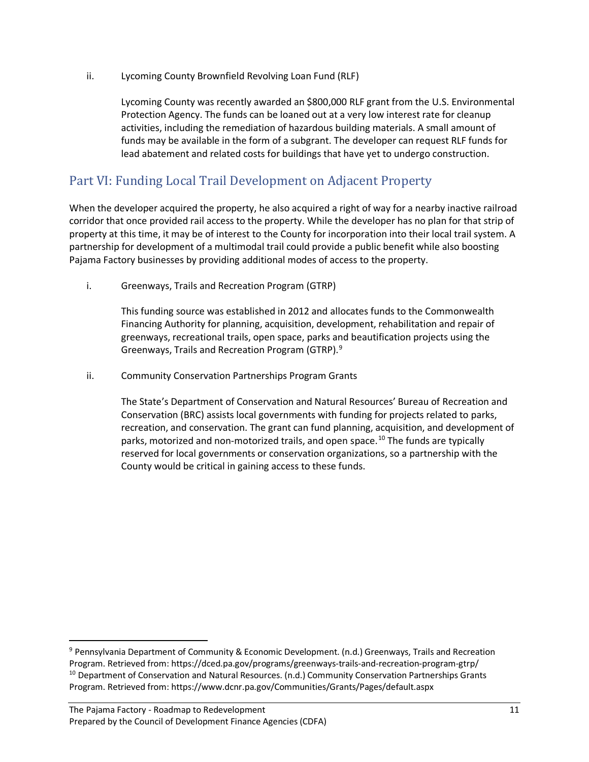ii. Lycoming County Brownfield Revolving Loan Fund (RLF)

Lycoming County was recently awarded an $800,000 RLF grant from the U.S. Environmental Protection Agency. The funds can be loaned out at a very low interest rate for cleanup activities, including the remediation of hazardous building materials. A small amount of funds may be available in the form of a subgrant. The developer can request RLF funds for lead abatement and related costs for buildings that have yet to undergo construction.

## Part VI: Funding Local Trail Development on Adjacent Property

When the developer acquired the property, he also acquired a right of way for a nearby inactive railroad corridor that once provided rail access to the property. While the developer has no plan for that strip of property at this time, it may be of interest to the County for incorporation into their local trail system. A partnership for development of a multimodal trail could provide a public benefit while also boosting Pajama Factory businesses by providing additional modes of access to the property.

i. Greenways, Trails and Recreation Program (GTRP)

This funding source was established in 2012 and allocates funds to the Commonwealth Financing Authority for planning, acquisition, development, rehabilitation and repair of greenways, recreational trails, open space, parks and beautification projects using the Greenways, Trails and Recreation Program (GTRP).[9]

ii. Community Conservation Partnerships Program Grants

The State's Department of Conservation and Natural Resources' Bureau of Recreation and Conservation (BRC) assists local governments with funding for projects related to parks, recreation, and conservation. The grant can fund planning, acquisition, and development of parks, motorized and non-motorized trails, and open space.[10] The funds are typically reserved for local governments or conservation organizations, so a partnership with the County would be critical in gaining access to these funds.

---

[9] Pennsylvania Department of Community & Economic Development. (n.d.) Greenways, Trails and Recreation Program. Retrieved from: https://dced.pa.gov/programs/greenways-trails-and-recreation-program-gtrp/

[10] Department of Conservation and Natural Resources. (n.d.) Community Conservation Partnerships Grants Program. Retrieved from: https://www.dcnr.pa.gov/Communities/Grants/Pages/default.aspx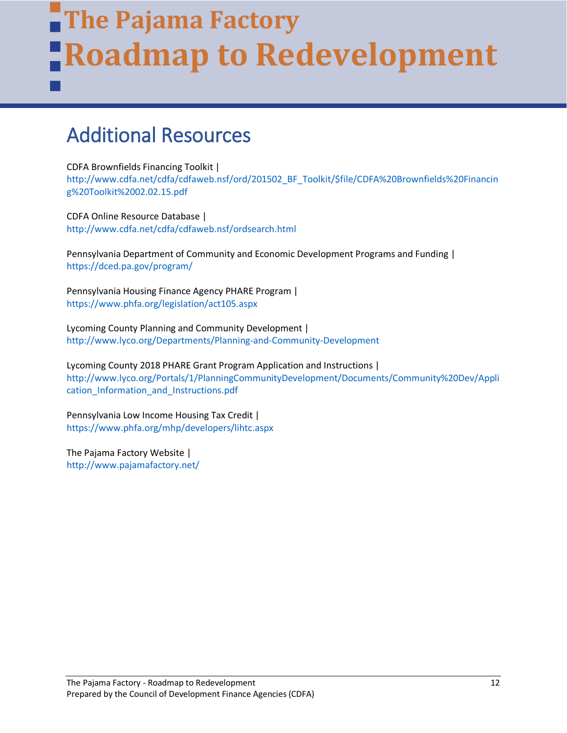## Additional Resources

CDFA Brownfields Financing Toolkit |
http://www.cdfa.net/cdfa/cdfaweb.nsf/ord/201502_BF_Toolkit/$file/CDFA%20Brownfields%20Financing%20Toolkit%2002.02.15.pdf

CDFA Online Resource Database |
http://www.cdfa.net/cdfa/cdfaweb.nsf/ordsearch.html

Pennsylvania Department of Community and Economic Development Programs and Funding |
https://dced.pa.gov/program/

Pennsylvania Housing Finance Agency PHARE Program |
https://www.phfa.org/legislation/act105.aspx

Lycoming County Planning and Community Development |
http://www.lyco.org/Departments/Planning-and-Community-Development

Lycoming County 2018 PHARE Grant Program Application and Instructions |
http://www.lyco.org/Portals/1/PlanningCommunityDevelopment/Documents/Community%20Dev/Application_Information_and_Instructions.pdf

Pennsylvania Low Income Housing Tax Credit |
https://www.phfa.org/mhp/developers/lihtc.aspx

The Pajama Factory Website |
http://www.pajamafactory.net/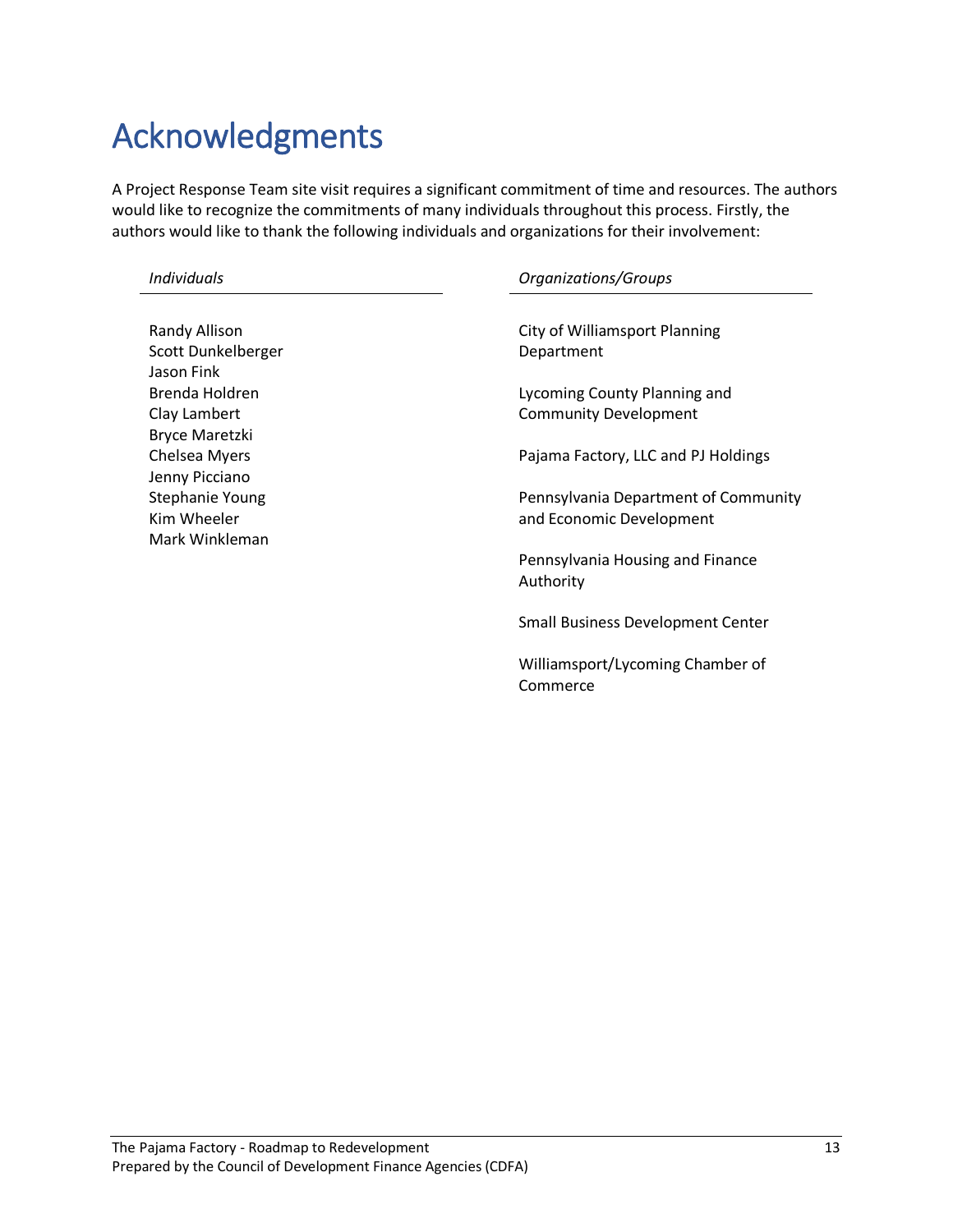# Acknowledgments

A Project Response Team site visit requires a significant commitment of time and resources. The authors would like to recognize the commitments of many individuals throughout this process. Firstly, the authors would like to thank the following individuals and organizations for their involvement:

*Individuals*

- Randy Allison
- Scott Dunkelberger
- Jason Fink
- Brenda Holdren
- Clay Lambert
- Bryce Maretzki
- Chelsea Myers
- Jenny Picciano
- Stephanie Young
- Kim Wheeler
- Mark Winkleman

*Organizations/Groups*

- City of Williamsport Planning Department
- Lycoming County Planning and Community Development
- Pajama Factory, LLC and PJ Holdings
- Pennsylvania Department of Community and Economic Development
- Pennsylvania Housing and Finance Authority
- Small Business Development Center
- Williamsport/Lycoming Chamber of Commerce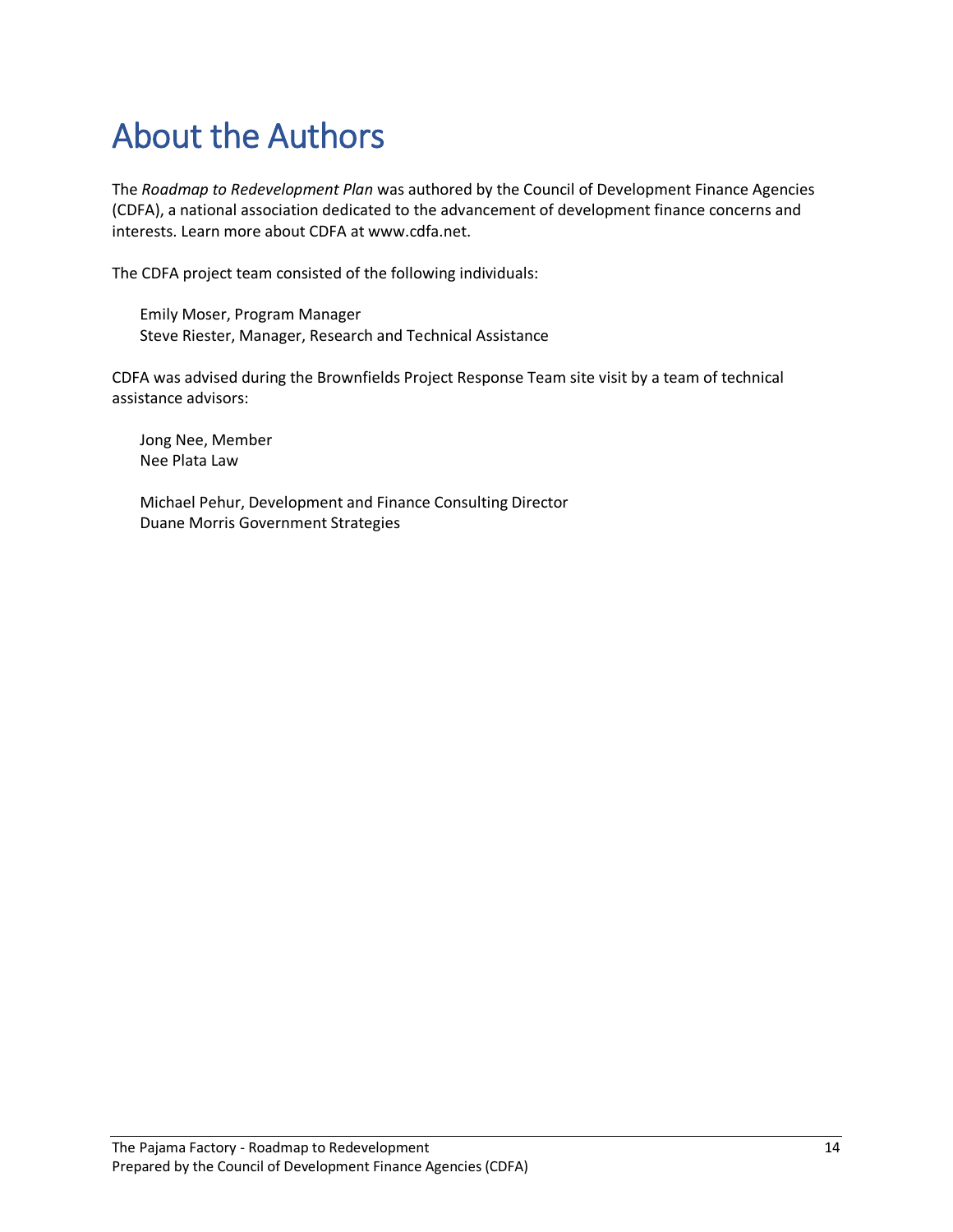# About the Authors

The *Roadmap to Redevelopment Plan* was authored by the Council of Development Finance Agencies (CDFA), a national association dedicated to the advancement of development finance concerns and interests. Learn more about CDFA at www.cdfa.net.

The CDFA project team consisted of the following individuals:

Emily Moser, Program Manager
Steve Riester, Manager, Research and Technical Assistance

CDFA was advised during the Brownfields Project Response Team site visit by a team of technical assistance advisors:

Jong Nee, Member
Nee Plata Law

Michael Pehur, Development and Finance Consulting Director
Duane Morris Government Strategies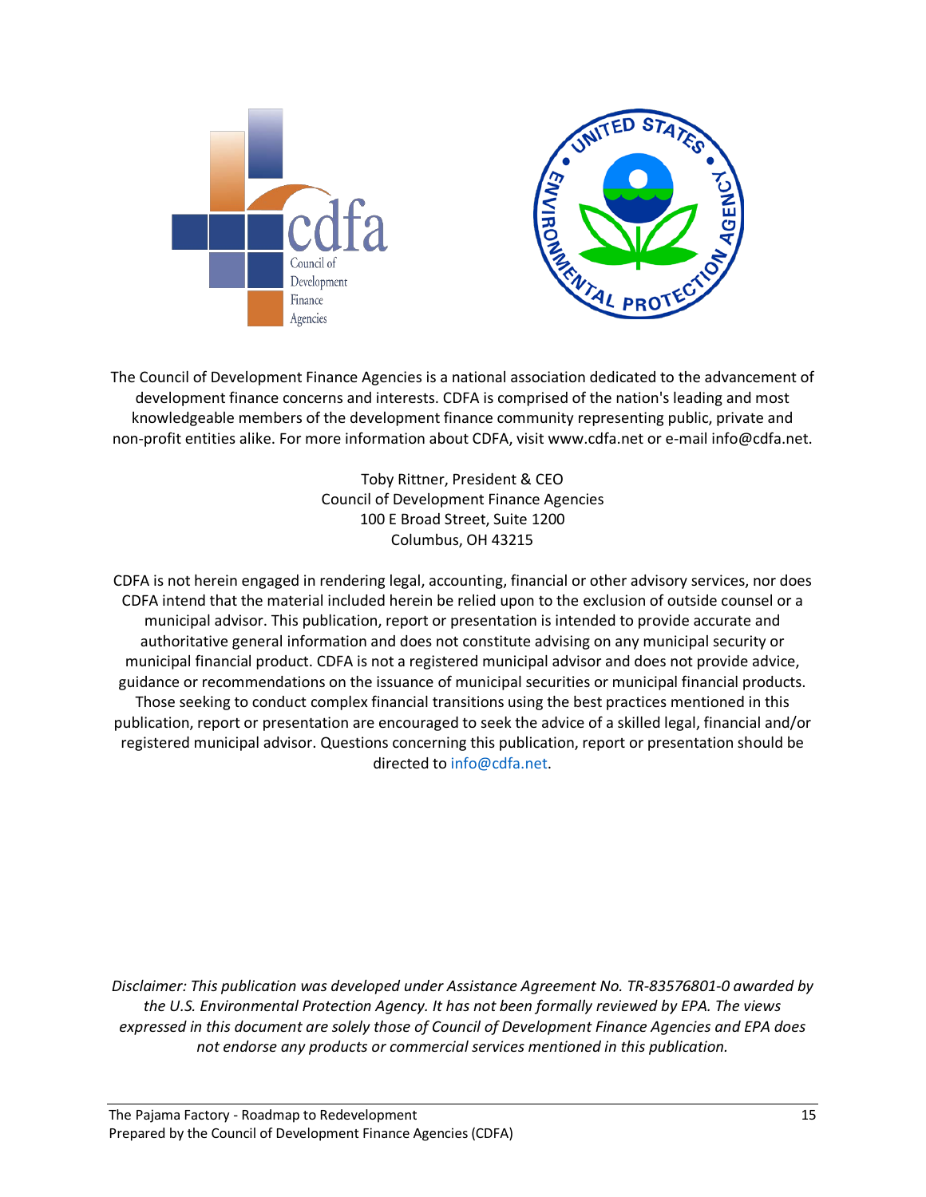The Council of Development Finance Agencies is a national association dedicated to the advancement of development finance concerns and interests. CDFA is comprised of the nation's leading and most knowledgeable members of the development finance community representing public, private and non-profit entities alike. For more information about CDFA, visit www.cdfa.net or e-mail info@cdfa.net.

Toby Rittner, President & CEO
Council of Development Finance Agencies
100 E Broad Street, Suite 1200
Columbus, OH 43215

CDFA is not herein engaged in rendering legal, accounting, financial or other advisory services, nor does CDFA intend that the material included herein be relied upon to the exclusion of outside counsel or a municipal advisor. This publication, report or presentation is intended to provide accurate and authoritative general information and does not constitute advising on any municipal security or municipal financial product. CDFA is not a registered municipal advisor and does not provide advice, guidance or recommendations on the issuance of municipal securities or municipal financial products. Those seeking to conduct complex financial transitions using the best practices mentioned in this publication, report or presentation are encouraged to seek the advice of a skilled legal, financial and/or registered municipal advisor. Questions concerning this publication, report or presentation should be directed to info@cdfa.net.

*Disclaimer: This publication was developed under Assistance Agreement No. TR-83576801-0 awarded by the U.S. Environmental Protection Agency. It has not been formally reviewed by EPA. The views expressed in this document are solely those of Council of Development Finance Agencies and EPA does not endorse any products or commercial services mentioned in this publication.*